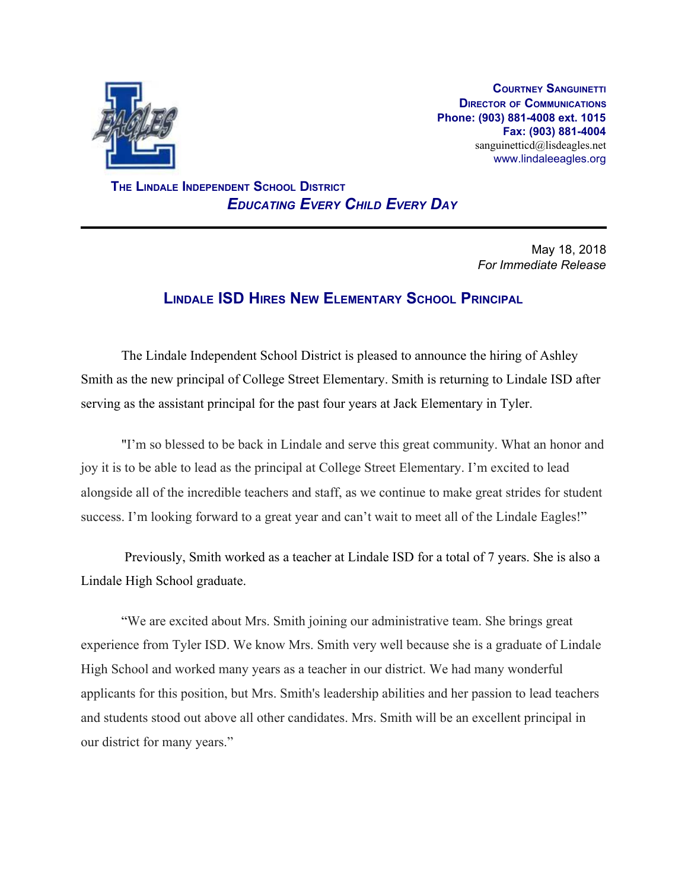**Courtney Sanguinetti**
**Director of Communications**
**Phone: (903) 881-4008 ext. 1015**
**Fax: (903) 881-4004**
sanguinetticd@lisdeagles.net
www.lindaleeagles.org

**The Lindale Independent School District**
***Educating Every Child Every Day***

---

May 18, 2018
*For Immediate Release*

## Lindale ISD Hires New Elementary School Principal

The Lindale Independent School District is pleased to announce the hiring of Ashley Smith as the new principal of College Street Elementary. Smith is returning to Lindale ISD after serving as the assistant principal for the past four years at Jack Elementary in Tyler.

"I'm so blessed to be back in Lindale and serve this great community. What an honor and joy it is to be able to lead as the principal at College Street Elementary. I'm excited to lead alongside all of the incredible teachers and staff, as we continue to make great strides for student success. I'm looking forward to a great year and can't wait to meet all of the Lindale Eagles!"

Previously, Smith worked as a teacher at Lindale ISD for a total of 7 years. She is also a Lindale High School graduate.

"We are excited about Mrs. Smith joining our administrative team. She brings great experience from Tyler ISD. We know Mrs. Smith very well because she is a graduate of Lindale High School and worked many years as a teacher in our district. We had many wonderful applicants for this position, but Mrs. Smith's leadership abilities and her passion to lead teachers and students stood out above all other candidates. Mrs. Smith will be an excellent principal in our district for many years."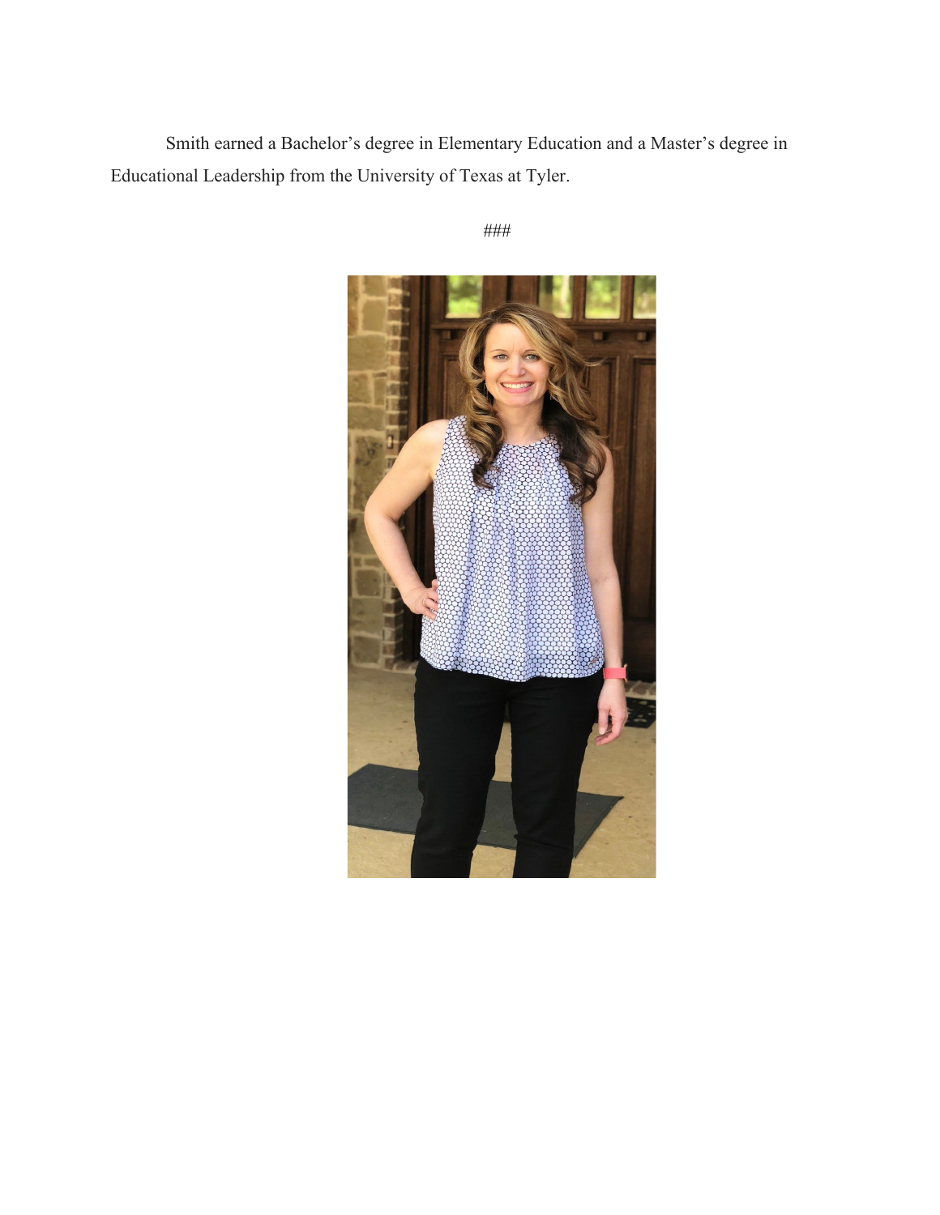Smith earned a Bachelor's degree in Elementary Education and a Master's degree in Educational Leadership from the University of Texas at Tyler.

###